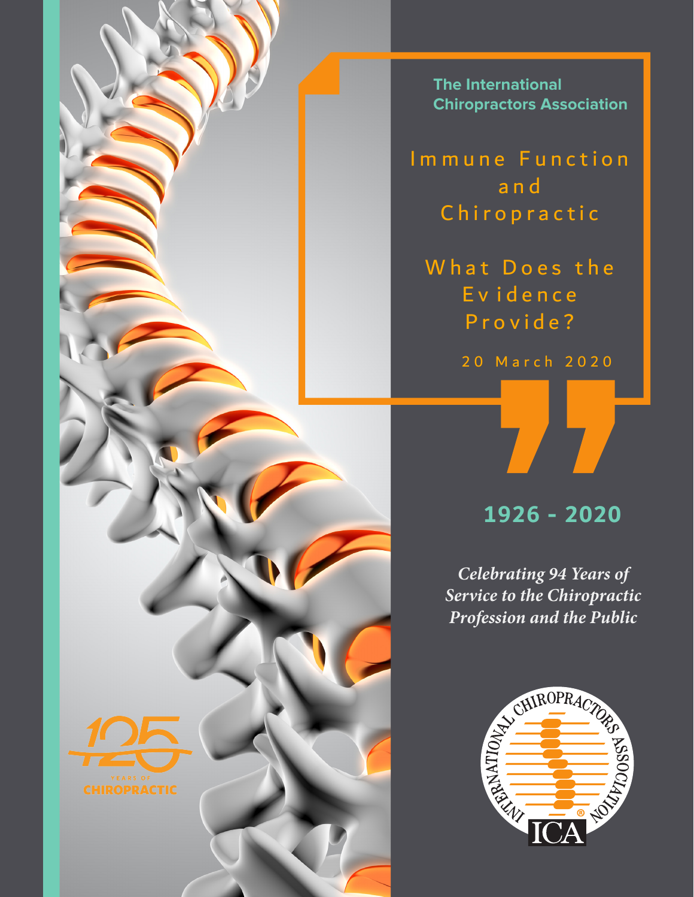The International Chiropractors Association

# Immune Function and Chiropractic

## What Does the Evidence Provide?

20 March 2020

**1926 - 2020**

***Celebrating 94 Years of Service to the Chiropractic Profession and the Public***

125 YEARS OF CHIROPRACTIC

INTERNATIONAL CHIROPRACTORS ASSOCIATION ® ICA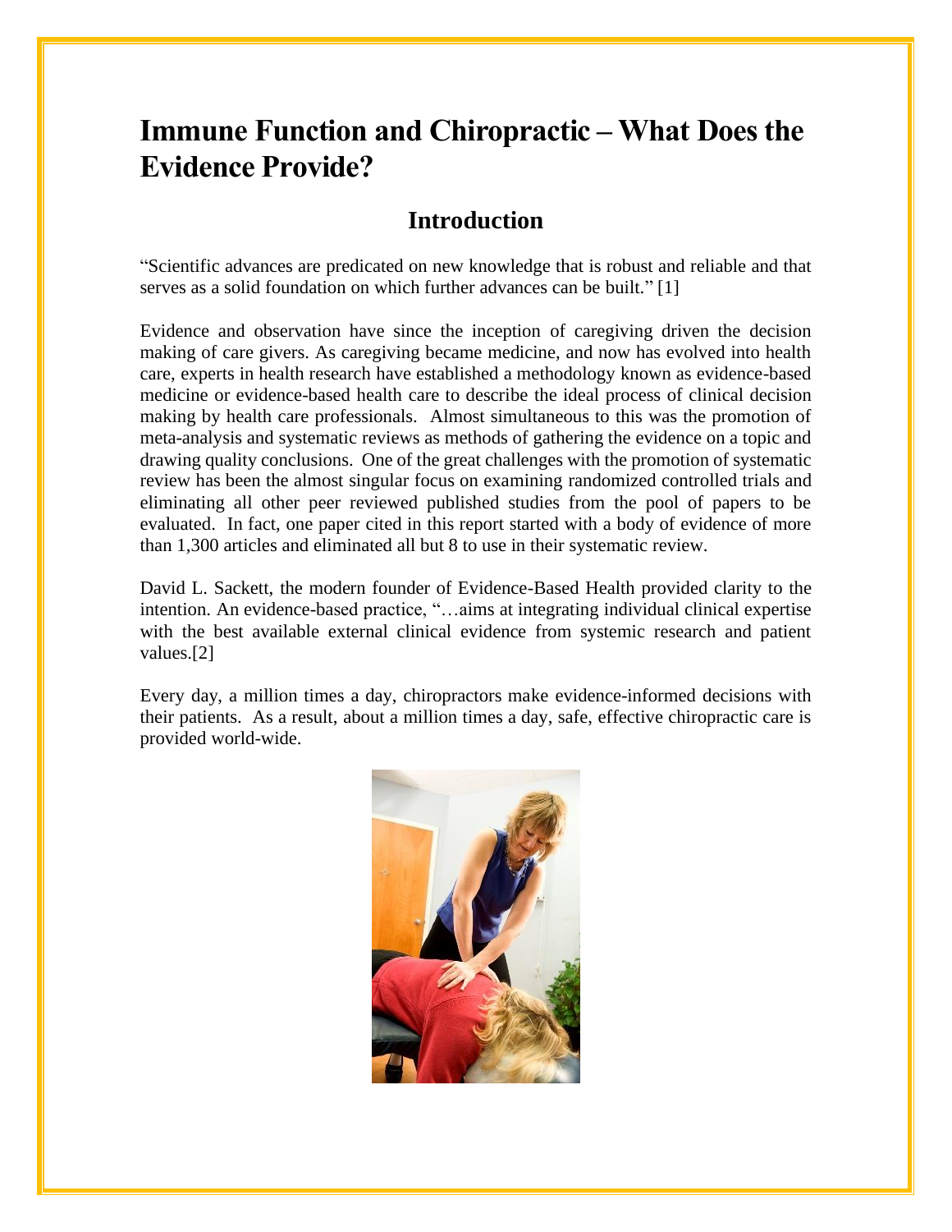# Immune Function and Chiropractic – What Does the Evidence Provide?

## Introduction

"Scientific advances are predicated on new knowledge that is robust and reliable and that serves as a solid foundation on which further advances can be built." [1]

Evidence and observation have since the inception of caregiving driven the decision making of care givers. As caregiving became medicine, and now has evolved into health care, experts in health research have established a methodology known as evidence-based medicine or evidence-based health care to describe the ideal process of clinical decision making by health care professionals. Almost simultaneous to this was the promotion of meta-analysis and systematic reviews as methods of gathering the evidence on a topic and drawing quality conclusions. One of the great challenges with the promotion of systematic review has been the almost singular focus on examining randomized controlled trials and eliminating all other peer reviewed published studies from the pool of papers to be evaluated. In fact, one paper cited in this report started with a body of evidence of more than 1,300 articles and eliminated all but 8 to use in their systematic review.

David L. Sackett, the modern founder of Evidence-Based Health provided clarity to the intention. An evidence-based practice, "…aims at integrating individual clinical expertise with the best available external clinical evidence from systemic research and patient values.[2]

Every day, a million times a day, chiropractors make evidence-informed decisions with their patients. As a result, about a million times a day, safe, effective chiropractic care is provided world-wide.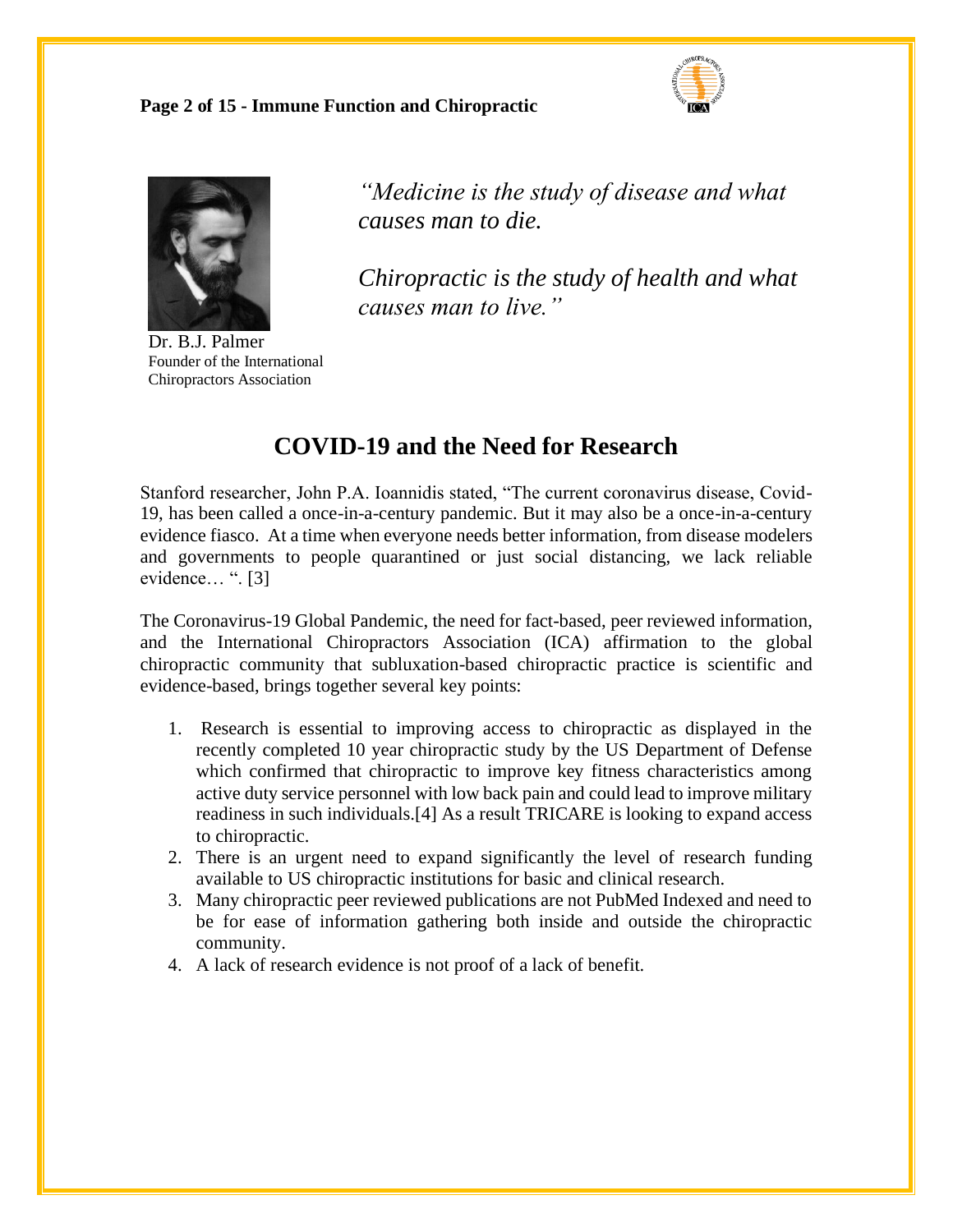*"Medicine is the study of disease and what causes man to die.*

*Chiropractic is the study of health and what causes man to live."*

Dr. B.J. Palmer
Founder of the International Chiropractors Association

## COVID-19 and the Need for Research

Stanford researcher, John P.A. Ioannidis stated, "The current coronavirus disease, Covid-19, has been called a once-in-a-century pandemic. But it may also be a once-in-a-century evidence fiasco. At a time when everyone needs better information, from disease modelers and governments to people quarantined or just social distancing, we lack reliable evidence… ". [3]

The Coronavirus-19 Global Pandemic, the need for fact-based, peer reviewed information, and the International Chiropractors Association (ICA) affirmation to the global chiropractic community that subluxation-based chiropractic practice is scientific and evidence-based, brings together several key points:

1. Research is essential to improving access to chiropractic as displayed in the recently completed 10 year chiropractic study by the US Department of Defense which confirmed that chiropractic to improve key fitness characteristics among active duty service personnel with low back pain and could lead to improve military readiness in such individuals.[4] As a result TRICARE is looking to expand access to chiropractic.
2. There is an urgent need to expand significantly the level of research funding available to US chiropractic institutions for basic and clinical research.
3. Many chiropractic peer reviewed publications are not PubMed Indexed and need to be for ease of information gathering both inside and outside the chiropractic community.
4. A lack of research evidence is not proof of a lack of benefit.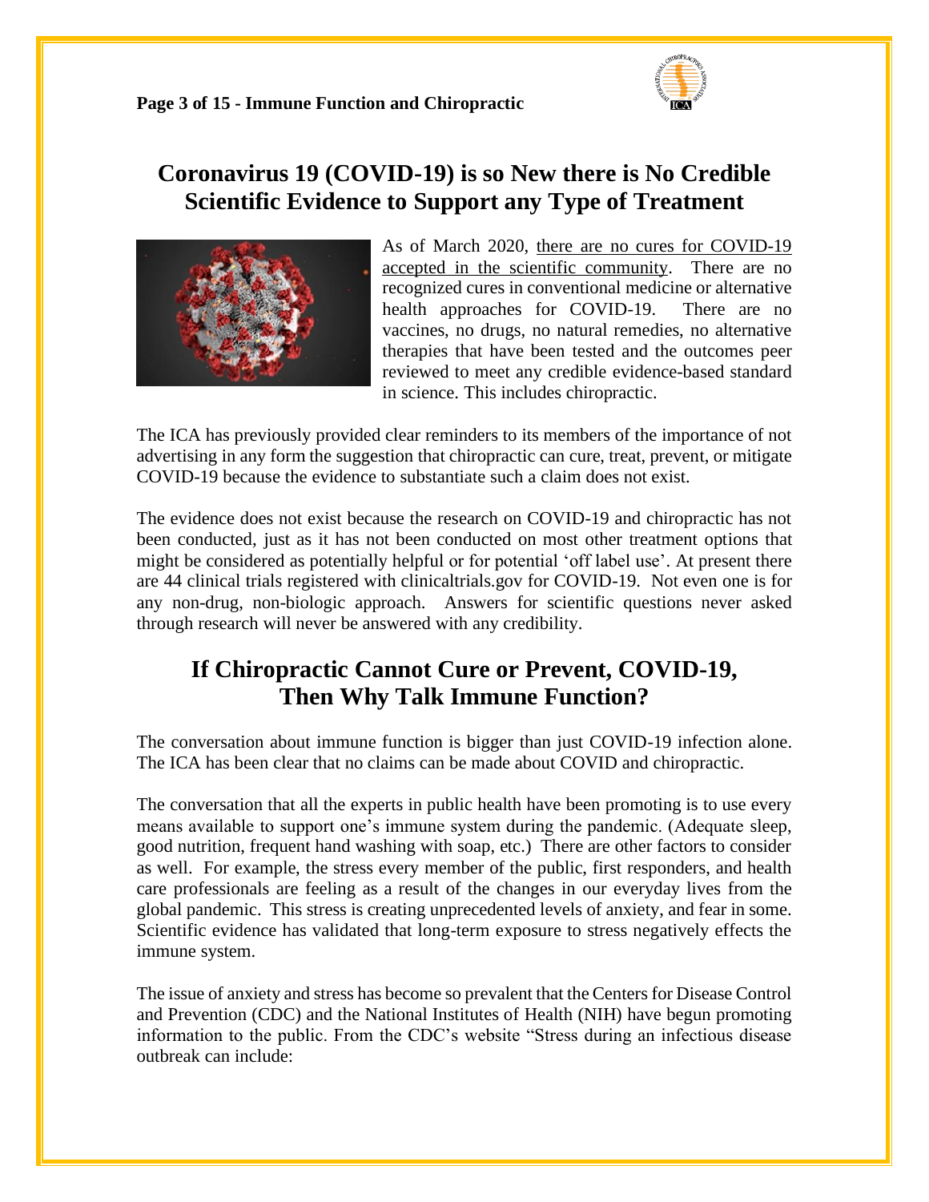## Coronavirus 19 (COVID-19) is so New there is No Credible Scientific Evidence to Support any Type of Treatment

As of March 2020, there are no cures for COVID-19 accepted in the scientific community. There are no recognized cures in conventional medicine or alternative health approaches for COVID-19. There are no vaccines, no drugs, no natural remedies, no alternative therapies that have been tested and the outcomes peer reviewed to meet any credible evidence-based standard in science. This includes chiropractic.

The ICA has previously provided clear reminders to its members of the importance of not advertising in any form the suggestion that chiropractic can cure, treat, prevent, or mitigate COVID-19 because the evidence to substantiate such a claim does not exist.

The evidence does not exist because the research on COVID-19 and chiropractic has not been conducted, just as it has not been conducted on most other treatment options that might be considered as potentially helpful or for potential 'off label use'. At present there are 44 clinical trials registered with clinicaltrials.gov for COVID-19. Not even one is for any non-drug, non-biologic approach. Answers for scientific questions never asked through research will never be answered with any credibility.

## If Chiropractic Cannot Cure or Prevent, COVID-19, Then Why Talk Immune Function?

The conversation about immune function is bigger than just COVID-19 infection alone. The ICA has been clear that no claims can be made about COVID and chiropractic.

The conversation that all the experts in public health have been promoting is to use every means available to support one's immune system during the pandemic. (Adequate sleep, good nutrition, frequent hand washing with soap, etc.) There are other factors to consider as well. For example, the stress every member of the public, first responders, and health care professionals are feeling as a result of the changes in our everyday lives from the global pandemic. This stress is creating unprecedented levels of anxiety, and fear in some. Scientific evidence has validated that long-term exposure to stress negatively effects the immune system.

The issue of anxiety and stress has become so prevalent that the Centers for Disease Control and Prevention (CDC) and the National Institutes of Health (NIH) have begun promoting information to the public. From the CDC's website "Stress during an infectious disease outbreak can include: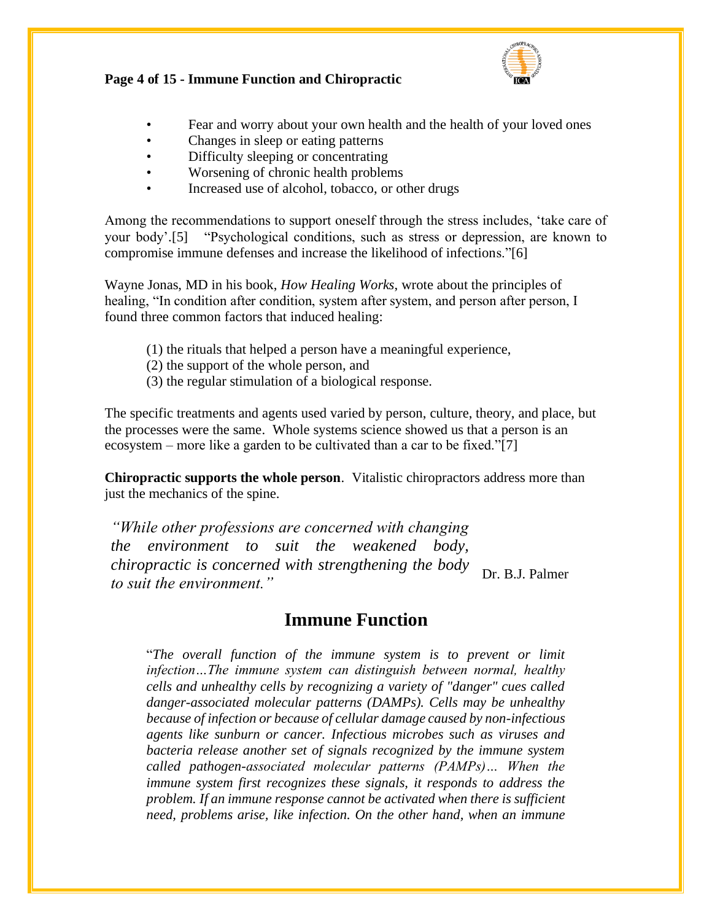- Fear and worry about your own health and the health of your loved ones
- Changes in sleep or eating patterns
- Difficulty sleeping or concentrating
- Worsening of chronic health problems
- Increased use of alcohol, tobacco, or other drugs

Among the recommendations to support oneself through the stress includes, 'take care of your body'.[5] "Psychological conditions, such as stress or depression, are known to compromise immune defenses and increase the likelihood of infections."[6]

Wayne Jonas, MD in his book, *How Healing Works*, wrote about the principles of healing, "In condition after condition, system after system, and person after person, I found three common factors that induced healing:

(1) the rituals that helped a person have a meaningful experience,
(2) the support of the whole person, and
(3) the regular stimulation of a biological response.

The specific treatments and agents used varied by person, culture, theory, and place, but the processes were the same. Whole systems science showed us that a person is an ecosystem – more like a garden to be cultivated than a car to be fixed."[7]

**Chiropractic supports the whole person**. Vitalistic chiropractors address more than just the mechanics of the spine.

> *"While other professions are concerned with changing the environment to suit the weakened body, chiropractic is concerned with strengthening the body to suit the environment."*
>
> Dr. B.J. Palmer

## Immune Function

"*The overall function of the immune system is to prevent or limit infection…The immune system can distinguish between normal, healthy cells and unhealthy cells by recognizing a variety of "danger" cues called danger-associated molecular patterns (DAMPs). Cells may be unhealthy because of infection or because of cellular damage caused by non-infectious agents like sunburn or cancer. Infectious microbes such as viruses and bacteria release another set of signals recognized by the immune system called pathogen-associated molecular patterns (PAMPs)… When the immune system first recognizes these signals, it responds to address the problem. If an immune response cannot be activated when there is sufficient need, problems arise, like infection. On the other hand, when an immune*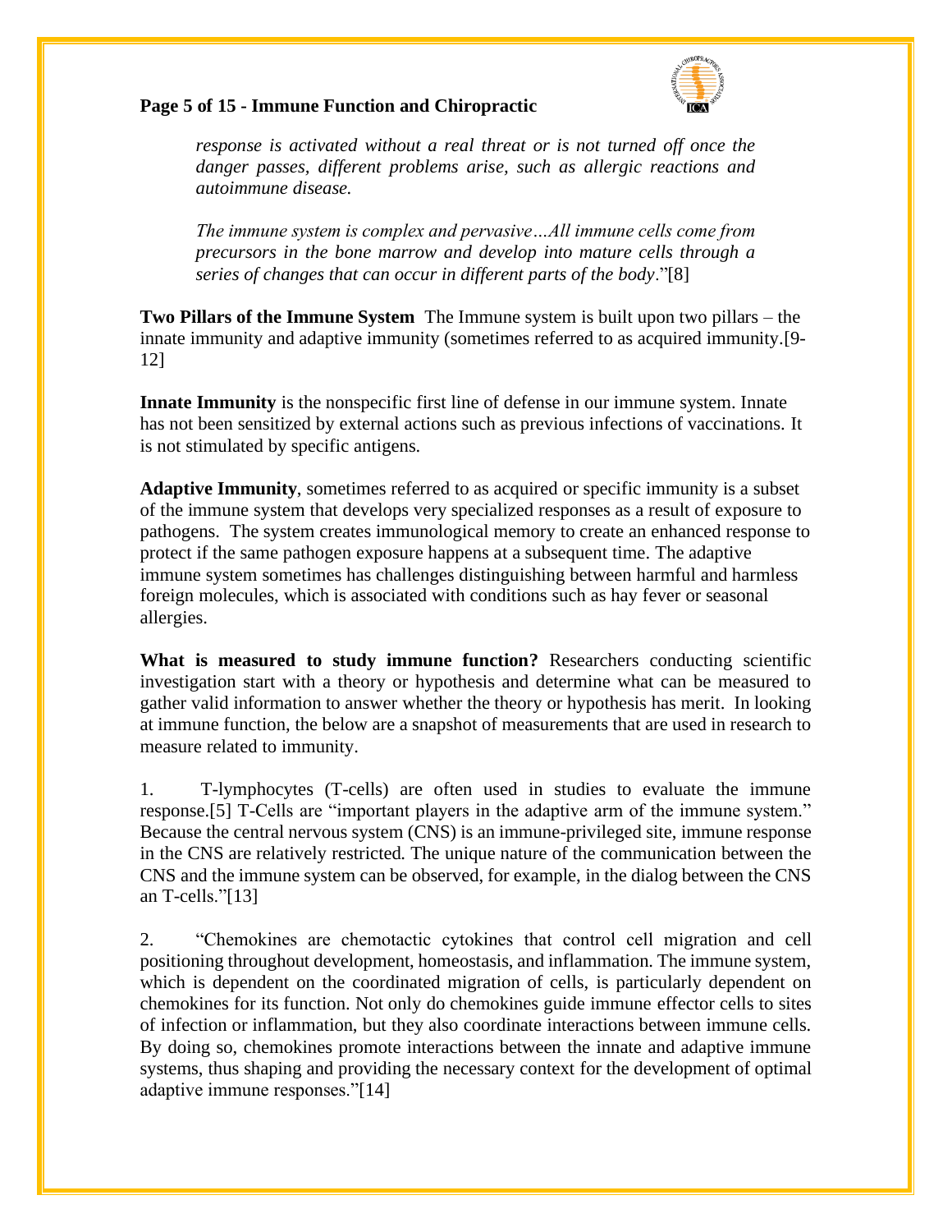*response is activated without a real threat or is not turned off once the danger passes, different problems arise, such as allergic reactions and autoimmune disease.*

*The immune system is complex and pervasive…All immune cells come from precursors in the bone marrow and develop into mature cells through a series of changes that can occur in different parts of the body*."[8]

**Two Pillars of the Immune System** The Immune system is built upon two pillars – the innate immunity and adaptive immunity (sometimes referred to as acquired immunity.[9-12]

**Innate Immunity** is the nonspecific first line of defense in our immune system. Innate has not been sensitized by external actions such as previous infections of vaccinations. It is not stimulated by specific antigens.

**Adaptive Immunity**, sometimes referred to as acquired or specific immunity is a subset of the immune system that develops very specialized responses as a result of exposure to pathogens. The system creates immunological memory to create an enhanced response to protect if the same pathogen exposure happens at a subsequent time. The adaptive immune system sometimes has challenges distinguishing between harmful and harmless foreign molecules, which is associated with conditions such as hay fever or seasonal allergies.

**What is measured to study immune function?** Researchers conducting scientific investigation start with a theory or hypothesis and determine what can be measured to gather valid information to answer whether the theory or hypothesis has merit. In looking at immune function, the below are a snapshot of measurements that are used in research to measure related to immunity.

1. T-lymphocytes (T-cells) are often used in studies to evaluate the immune response.[5] T-Cells are "important players in the adaptive arm of the immune system." Because the central nervous system (CNS) is an immune-privileged site, immune response in the CNS are relatively restricted. The unique nature of the communication between the CNS and the immune system can be observed, for example, in the dialog between the CNS an T-cells."[13]

2. "Chemokines are chemotactic cytokines that control cell migration and cell positioning throughout development, homeostasis, and inflammation. The immune system, which is dependent on the coordinated migration of cells, is particularly dependent on chemokines for its function. Not only do chemokines guide immune effector cells to sites of infection or inflammation, but they also coordinate interactions between immune cells. By doing so, chemokines promote interactions between the innate and adaptive immune systems, thus shaping and providing the necessary context for the development of optimal adaptive immune responses."[14]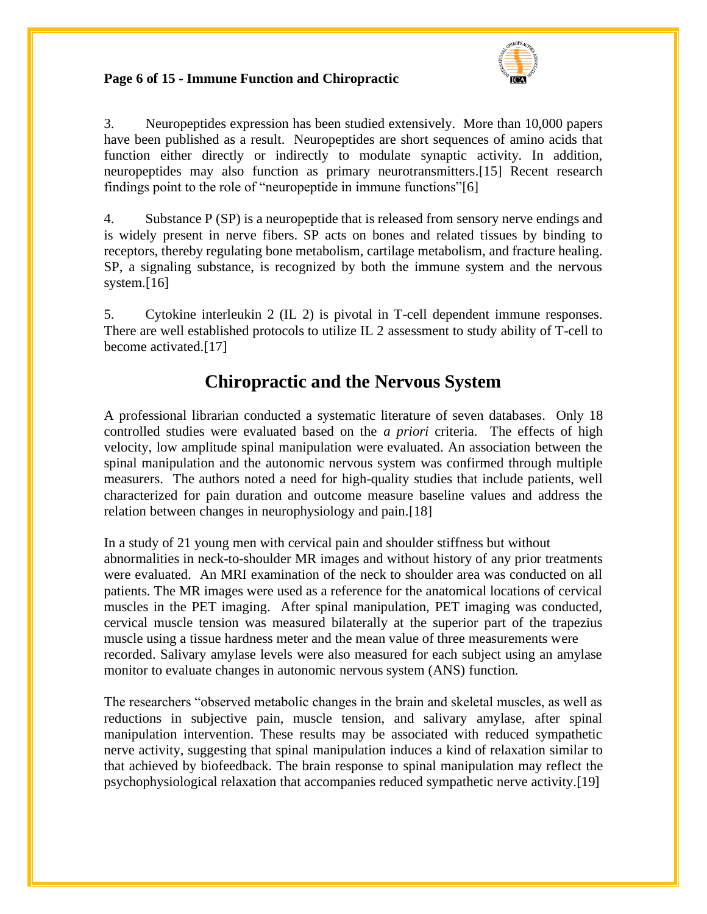3. Neuropeptides expression has been studied extensively. More than 10,000 papers have been published as a result. Neuropeptides are short sequences of amino acids that function either directly or indirectly to modulate synaptic activity. In addition, neuropeptides may also function as primary neurotransmitters.[15] Recent research findings point to the role of "neuropeptide in immune functions"[6]

4. Substance P (SP) is a neuropeptide that is released from sensory nerve endings and is widely present in nerve fibers. SP acts on bones and related tissues by binding to receptors, thereby regulating bone metabolism, cartilage metabolism, and fracture healing. SP, a signaling substance, is recognized by both the immune system and the nervous system.[16]

5. Cytokine interleukin 2 (IL 2) is pivotal in T-cell dependent immune responses. There are well established protocols to utilize IL 2 assessment to study ability of T-cell to become activated.[17]

## Chiropractic and the Nervous System

A professional librarian conducted a systematic literature of seven databases. Only 18 controlled studies were evaluated based on the *a priori* criteria. The effects of high velocity, low amplitude spinal manipulation were evaluated. An association between the spinal manipulation and the autonomic nervous system was confirmed through multiple measurers. The authors noted a need for high-quality studies that include patients, well characterized for pain duration and outcome measure baseline values and address the relation between changes in neurophysiology and pain.[18]

In a study of 21 young men with cervical pain and shoulder stiffness but without abnormalities in neck-to-shoulder MR images and without history of any prior treatments were evaluated. An MRI examination of the neck to shoulder area was conducted on all patients. The MR images were used as a reference for the anatomical locations of cervical muscles in the PET imaging. After spinal manipulation, PET imaging was conducted, cervical muscle tension was measured bilaterally at the superior part of the trapezius muscle using a tissue hardness meter and the mean value of three measurements were recorded. Salivary amylase levels were also measured for each subject using an amylase monitor to evaluate changes in autonomic nervous system (ANS) function.

The researchers "observed metabolic changes in the brain and skeletal muscles, as well as reductions in subjective pain, muscle tension, and salivary amylase, after spinal manipulation intervention. These results may be associated with reduced sympathetic nerve activity, suggesting that spinal manipulation induces a kind of relaxation similar to that achieved by biofeedback. The brain response to spinal manipulation may reflect the psychophysiological relaxation that accompanies reduced sympathetic nerve activity.[19]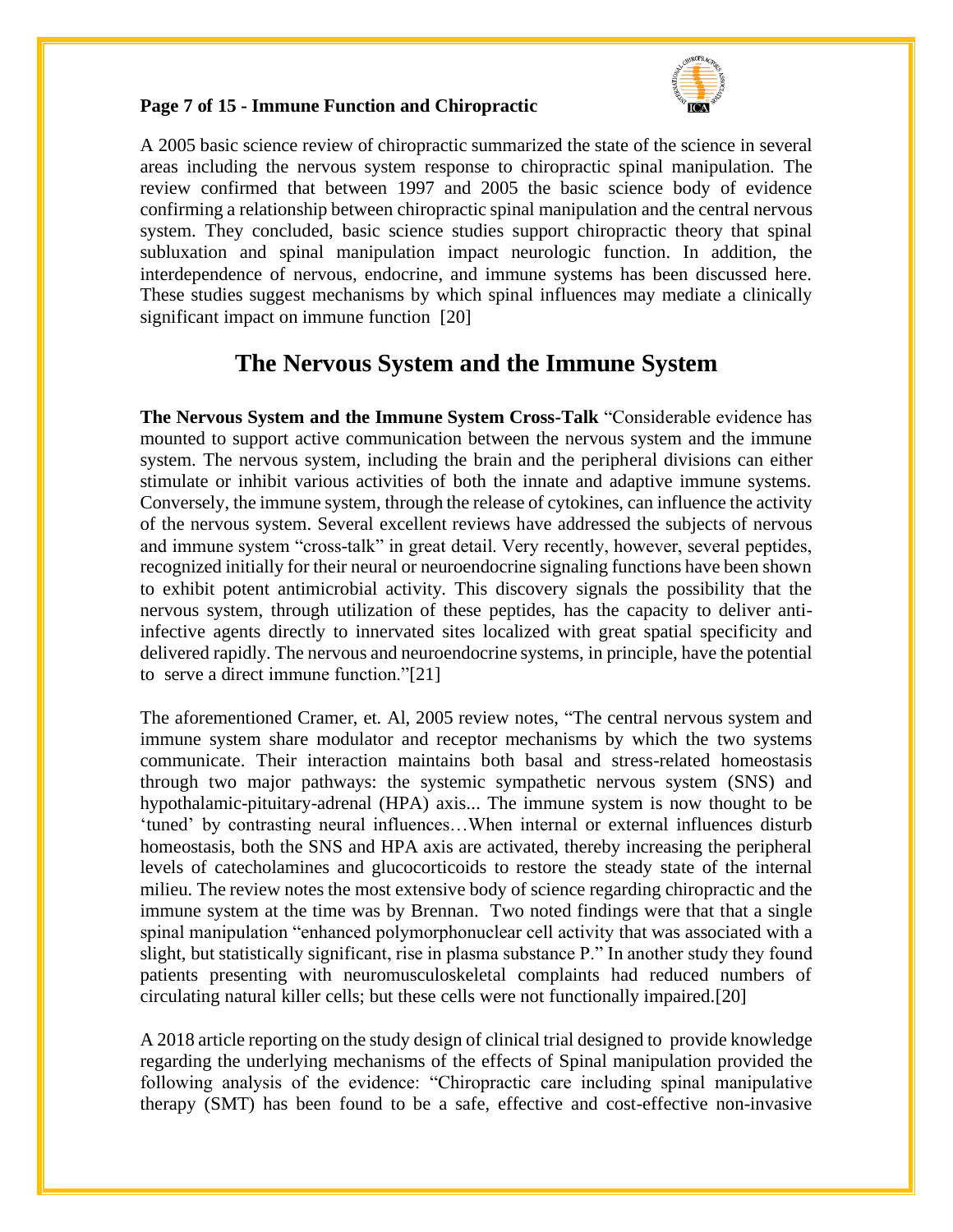A 2005 basic science review of chiropractic summarized the state of the science in several areas including the nervous system response to chiropractic spinal manipulation. The review confirmed that between 1997 and 2005 the basic science body of evidence confirming a relationship between chiropractic spinal manipulation and the central nervous system. They concluded, basic science studies support chiropractic theory that spinal subluxation and spinal manipulation impact neurologic function. In addition, the interdependence of nervous, endocrine, and immune systems has been discussed here. These studies suggest mechanisms by which spinal influences may mediate a clinically significant impact on immune function [20]

## The Nervous System and the Immune System

**The Nervous System and the Immune System Cross-Talk** "Considerable evidence has mounted to support active communication between the nervous system and the immune system. The nervous system, including the brain and the peripheral divisions can either stimulate or inhibit various activities of both the innate and adaptive immune systems. Conversely, the immune system, through the release of cytokines, can influence the activity of the nervous system. Several excellent reviews have addressed the subjects of nervous and immune system "cross-talk" in great detail. Very recently, however, several peptides, recognized initially for their neural or neuroendocrine signaling functions have been shown to exhibit potent antimicrobial activity. This discovery signals the possibility that the nervous system, through utilization of these peptides, has the capacity to deliver anti-infective agents directly to innervated sites localized with great spatial specificity and delivered rapidly. The nervous and neuroendocrine systems, in principle, have the potential to serve a direct immune function."[21]

The aforementioned Cramer, et. Al, 2005 review notes, "The central nervous system and immune system share modulator and receptor mechanisms by which the two systems communicate. Their interaction maintains both basal and stress-related homeostasis through two major pathways: the systemic sympathetic nervous system (SNS) and hypothalamic-pituitary-adrenal (HPA) axis... The immune system is now thought to be 'tuned' by contrasting neural influences…When internal or external influences disturb homeostasis, both the SNS and HPA axis are activated, thereby increasing the peripheral levels of catecholamines and glucocorticoids to restore the steady state of the internal milieu. The review notes the most extensive body of science regarding chiropractic and the immune system at the time was by Brennan. Two noted findings were that that a single spinal manipulation "enhanced polymorphonuclear cell activity that was associated with a slight, but statistically significant, rise in plasma substance P." In another study they found patients presenting with neuromusculoskeletal complaints had reduced numbers of circulating natural killer cells; but these cells were not functionally impaired.[20]

A 2018 article reporting on the study design of clinical trial designed to provide knowledge regarding the underlying mechanisms of the effects of Spinal manipulation provided the following analysis of the evidence: "Chiropractic care including spinal manipulative therapy (SMT) has been found to be a safe, effective and cost-effective non-invasive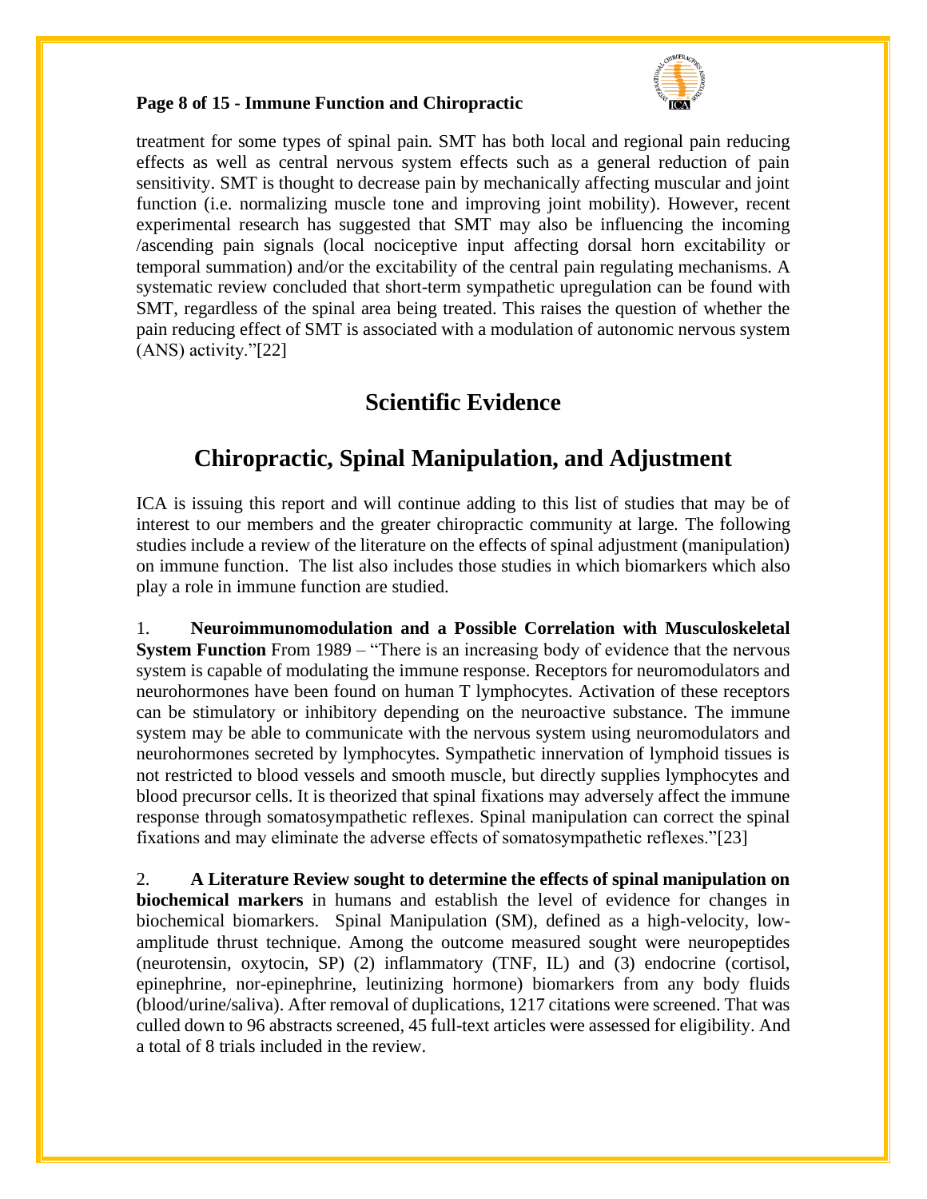treatment for some types of spinal pain. SMT has both local and regional pain reducing effects as well as central nervous system effects such as a general reduction of pain sensitivity. SMT is thought to decrease pain by mechanically affecting muscular and joint function (i.e. normalizing muscle tone and improving joint mobility). However, recent experimental research has suggested that SMT may also be influencing the incoming /ascending pain signals (local nociceptive input affecting dorsal horn excitability or temporal summation) and/or the excitability of the central pain regulating mechanisms. A systematic review concluded that short-term sympathetic upregulation can be found with SMT, regardless of the spinal area being treated. This raises the question of whether the pain reducing effect of SMT is associated with a modulation of autonomic nervous system (ANS) activity."[22]

# Scientific Evidence

## Chiropractic, Spinal Manipulation, and Adjustment

ICA is issuing this report and will continue adding to this list of studies that may be of interest to our members and the greater chiropractic community at large. The following studies include a review of the literature on the effects of spinal adjustment (manipulation) on immune function. The list also includes those studies in which biomarkers which also play a role in immune function are studied.

1. **Neuroimmunomodulation and a Possible Correlation with Musculoskeletal System Function** From 1989 – "There is an increasing body of evidence that the nervous system is capable of modulating the immune response. Receptors for neuromodulators and neurohormones have been found on human T lymphocytes. Activation of these receptors can be stimulatory or inhibitory depending on the neuroactive substance. The immune system may be able to communicate with the nervous system using neuromodulators and neurohormones secreted by lymphocytes. Sympathetic innervation of lymphoid tissues is not restricted to blood vessels and smooth muscle, but directly supplies lymphocytes and blood precursor cells. It is theorized that spinal fixations may adversely affect the immune response through somatosympathetic reflexes. Spinal manipulation can correct the spinal fixations and may eliminate the adverse effects of somatosympathetic reflexes."[23]

2. **A Literature Review sought to determine the effects of spinal manipulation on biochemical markers** in humans and establish the level of evidence for changes in biochemical biomarkers. Spinal Manipulation (SM), defined as a high-velocity, low-amplitude thrust technique. Among the outcome measured sought were neuropeptides (neurotensin, oxytocin, SP) (2) inflammatory (TNF, IL) and (3) endocrine (cortisol, epinephrine, nor-epinephrine, leutinizing hormone) biomarkers from any body fluids (blood/urine/saliva). After removal of duplications, 1217 citations were screened. That was culled down to 96 abstracts screened, 45 full-text articles were assessed for eligibility. And a total of 8 trials included in the review.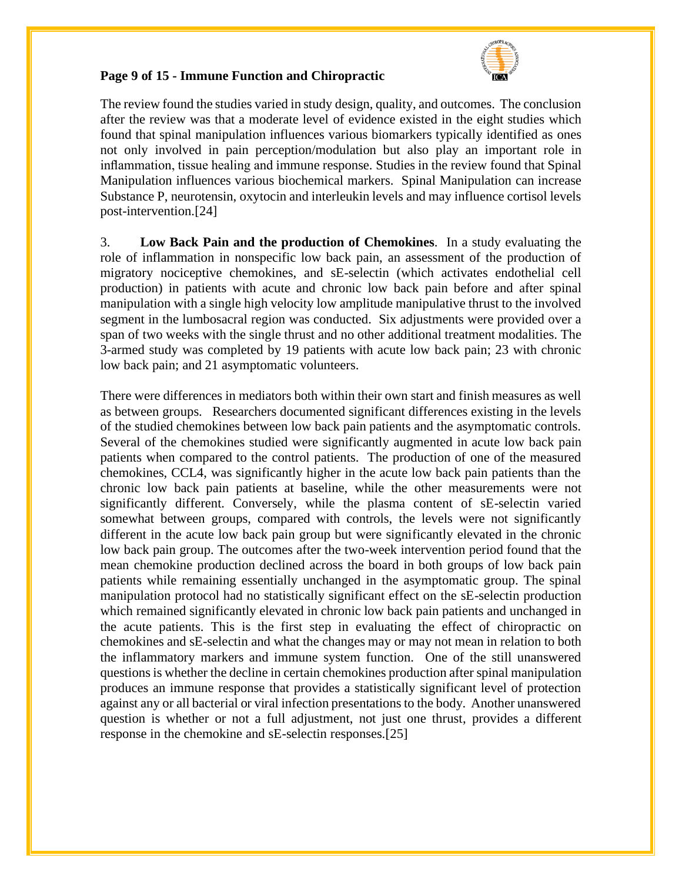The review found the studies varied in study design, quality, and outcomes. The conclusion after the review was that a moderate level of evidence existed in the eight studies which found that spinal manipulation influences various biomarkers typically identified as ones not only involved in pain perception/modulation but also play an important role in inflammation, tissue healing and immune response. Studies in the review found that Spinal Manipulation influences various biochemical markers. Spinal Manipulation can increase Substance P, neurotensin, oxytocin and interleukin levels and may influence cortisol levels post-intervention.[24]

3. **Low Back Pain and the production of Chemokines**. In a study evaluating the role of inflammation in nonspecific low back pain, an assessment of the production of migratory nociceptive chemokines, and sE-selectin (which activates endothelial cell production) in patients with acute and chronic low back pain before and after spinal manipulation with a single high velocity low amplitude manipulative thrust to the involved segment in the lumbosacral region was conducted. Six adjustments were provided over a span of two weeks with the single thrust and no other additional treatment modalities. The 3-armed study was completed by 19 patients with acute low back pain; 23 with chronic low back pain; and 21 asymptomatic volunteers.

There were differences in mediators both within their own start and finish measures as well as between groups. Researchers documented significant differences existing in the levels of the studied chemokines between low back pain patients and the asymptomatic controls. Several of the chemokines studied were significantly augmented in acute low back pain patients when compared to the control patients. The production of one of the measured chemokines, CCL4, was significantly higher in the acute low back pain patients than the chronic low back pain patients at baseline, while the other measurements were not significantly different. Conversely, while the plasma content of sE-selectin varied somewhat between groups, compared with controls, the levels were not significantly different in the acute low back pain group but were significantly elevated in the chronic low back pain group. The outcomes after the two-week intervention period found that the mean chemokine production declined across the board in both groups of low back pain patients while remaining essentially unchanged in the asymptomatic group. The spinal manipulation protocol had no statistically significant effect on the sE-selectin production which remained significantly elevated in chronic low back pain patients and unchanged in the acute patients. This is the first step in evaluating the effect of chiropractic on chemokines and sE-selectin and what the changes may or may not mean in relation to both the inflammatory markers and immune system function. One of the still unanswered questions is whether the decline in certain chemokines production after spinal manipulation produces an immune response that provides a statistically significant level of protection against any or all bacterial or viral infection presentations to the body. Another unanswered question is whether or not a full adjustment, not just one thrust, provides a different response in the chemokine and sE-selectin responses.[25]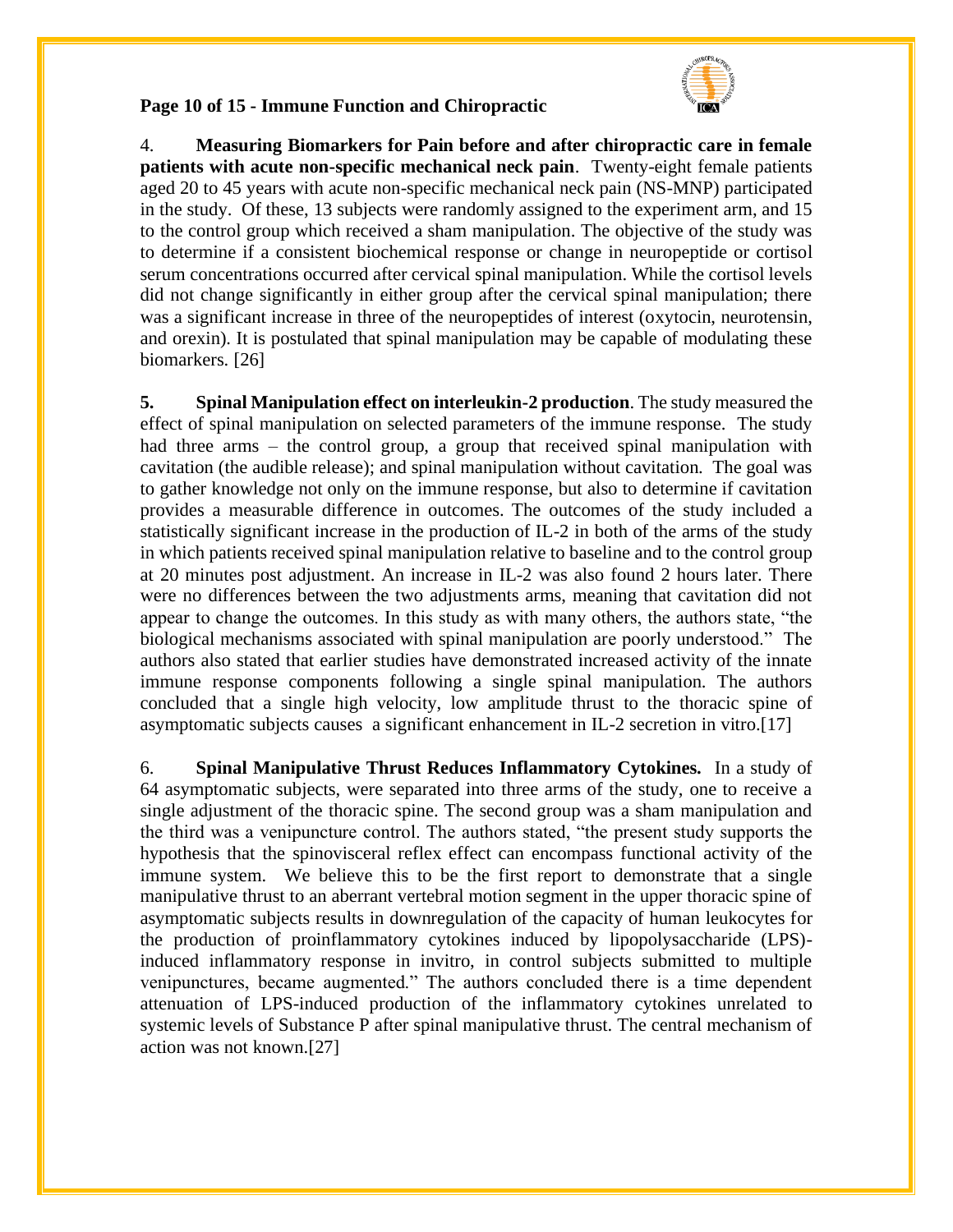4. **Measuring Biomarkers for Pain before and after chiropractic care in female patients with acute non-specific mechanical neck pain**. Twenty-eight female patients aged 20 to 45 years with acute non-specific mechanical neck pain (NS-MNP) participated in the study. Of these, 13 subjects were randomly assigned to the experiment arm, and 15 to the control group which received a sham manipulation. The objective of the study was to determine if a consistent biochemical response or change in neuropeptide or cortisol serum concentrations occurred after cervical spinal manipulation. While the cortisol levels did not change significantly in either group after the cervical spinal manipulation; there was a significant increase in three of the neuropeptides of interest (oxytocin, neurotensin, and orexin). It is postulated that spinal manipulation may be capable of modulating these biomarkers. [26]

**5. Spinal Manipulation effect on interleukin-2 production**. The study measured the effect of spinal manipulation on selected parameters of the immune response. The study had three arms – the control group, a group that received spinal manipulation with cavitation (the audible release); and spinal manipulation without cavitation. The goal was to gather knowledge not only on the immune response, but also to determine if cavitation provides a measurable difference in outcomes. The outcomes of the study included a statistically significant increase in the production of IL-2 in both of the arms of the study in which patients received spinal manipulation relative to baseline and to the control group at 20 minutes post adjustment. An increase in IL-2 was also found 2 hours later. There were no differences between the two adjustments arms, meaning that cavitation did not appear to change the outcomes. In this study as with many others, the authors state, "the biological mechanisms associated with spinal manipulation are poorly understood." The authors also stated that earlier studies have demonstrated increased activity of the innate immune response components following a single spinal manipulation. The authors concluded that a single high velocity, low amplitude thrust to the thoracic spine of asymptomatic subjects causes a significant enhancement in IL-2 secretion in vitro.[17]

6. **Spinal Manipulative Thrust Reduces Inflammatory Cytokines.** In a study of 64 asymptomatic subjects, were separated into three arms of the study, one to receive a single adjustment of the thoracic spine. The second group was a sham manipulation and the third was a venipuncture control. The authors stated, "the present study supports the hypothesis that the spinovisceral reflex effect can encompass functional activity of the immune system. We believe this to be the first report to demonstrate that a single manipulative thrust to an aberrant vertebral motion segment in the upper thoracic spine of asymptomatic subjects results in downregulation of the capacity of human leukocytes for the production of proinflammatory cytokines induced by lipopolysaccharide (LPS)-induced inflammatory response in invitro, in control subjects submitted to multiple venipunctures, became augmented." The authors concluded there is a time dependent attenuation of LPS-induced production of the inflammatory cytokines unrelated to systemic levels of Substance P after spinal manipulative thrust. The central mechanism of action was not known.[27]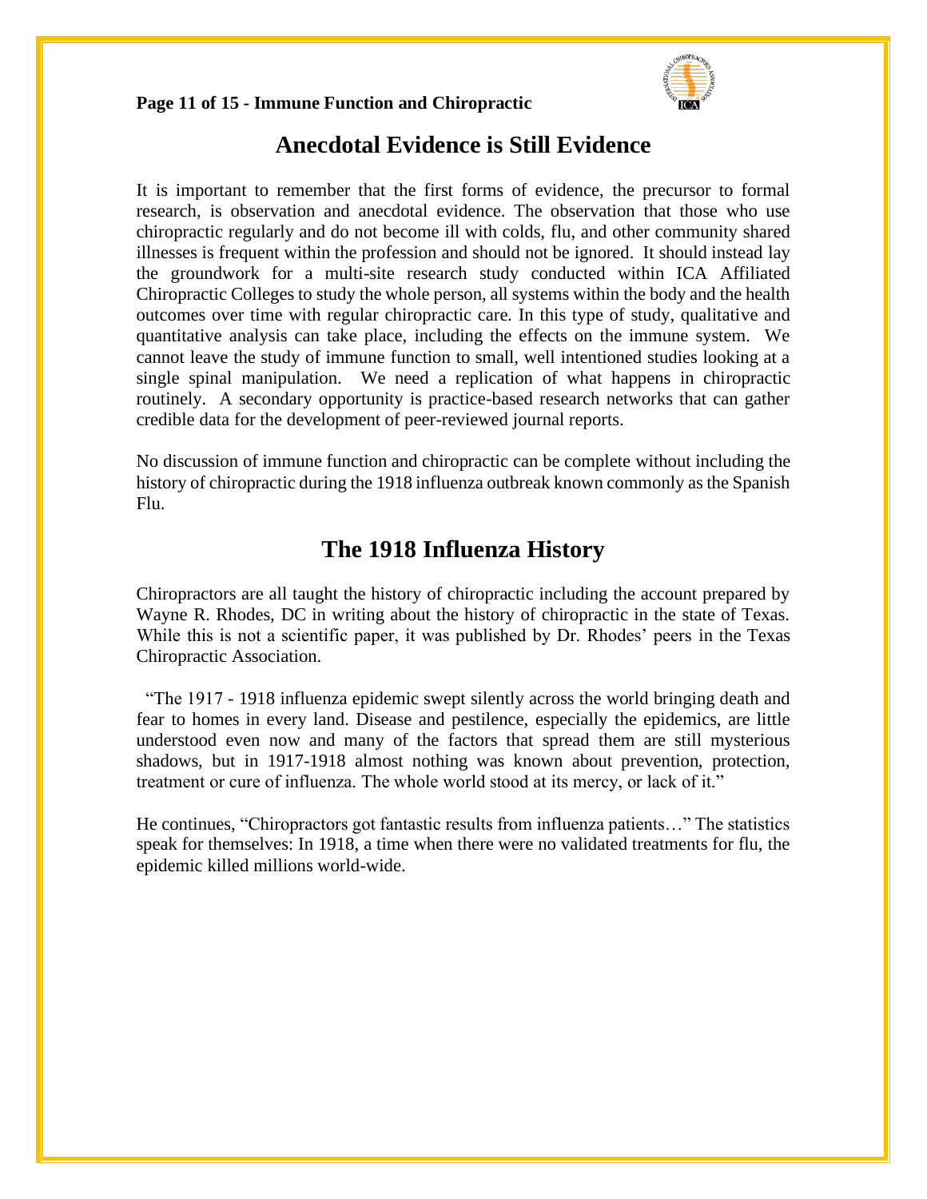## Anecdotal Evidence is Still Evidence

It is important to remember that the first forms of evidence, the precursor to formal research, is observation and anecdotal evidence. The observation that those who use chiropractic regularly and do not become ill with colds, flu, and other community shared illnesses is frequent within the profession and should not be ignored. It should instead lay the groundwork for a multi-site research study conducted within ICA Affiliated Chiropractic Colleges to study the whole person, all systems within the body and the health outcomes over time with regular chiropractic care. In this type of study, qualitative and quantitative analysis can take place, including the effects on the immune system. We cannot leave the study of immune function to small, well intentioned studies looking at a single spinal manipulation. We need a replication of what happens in chiropractic routinely. A secondary opportunity is practice-based research networks that can gather credible data for the development of peer-reviewed journal reports.

No discussion of immune function and chiropractic can be complete without including the history of chiropractic during the 1918 influenza outbreak known commonly as the Spanish Flu.

## The 1918 Influenza History

Chiropractors are all taught the history of chiropractic including the account prepared by Wayne R. Rhodes, DC in writing about the history of chiropractic in the state of Texas. While this is not a scientific paper, it was published by Dr. Rhodes' peers in the Texas Chiropractic Association.

"The 1917 - 1918 influenza epidemic swept silently across the world bringing death and fear to homes in every land. Disease and pestilence, especially the epidemics, are little understood even now and many of the factors that spread them are still mysterious shadows, but in 1917-1918 almost nothing was known about prevention, protection, treatment or cure of influenza. The whole world stood at its mercy, or lack of it."

He continues, "Chiropractors got fantastic results from influenza patients…" The statistics speak for themselves: In 1918, a time when there were no validated treatments for flu, the epidemic killed millions world-wide.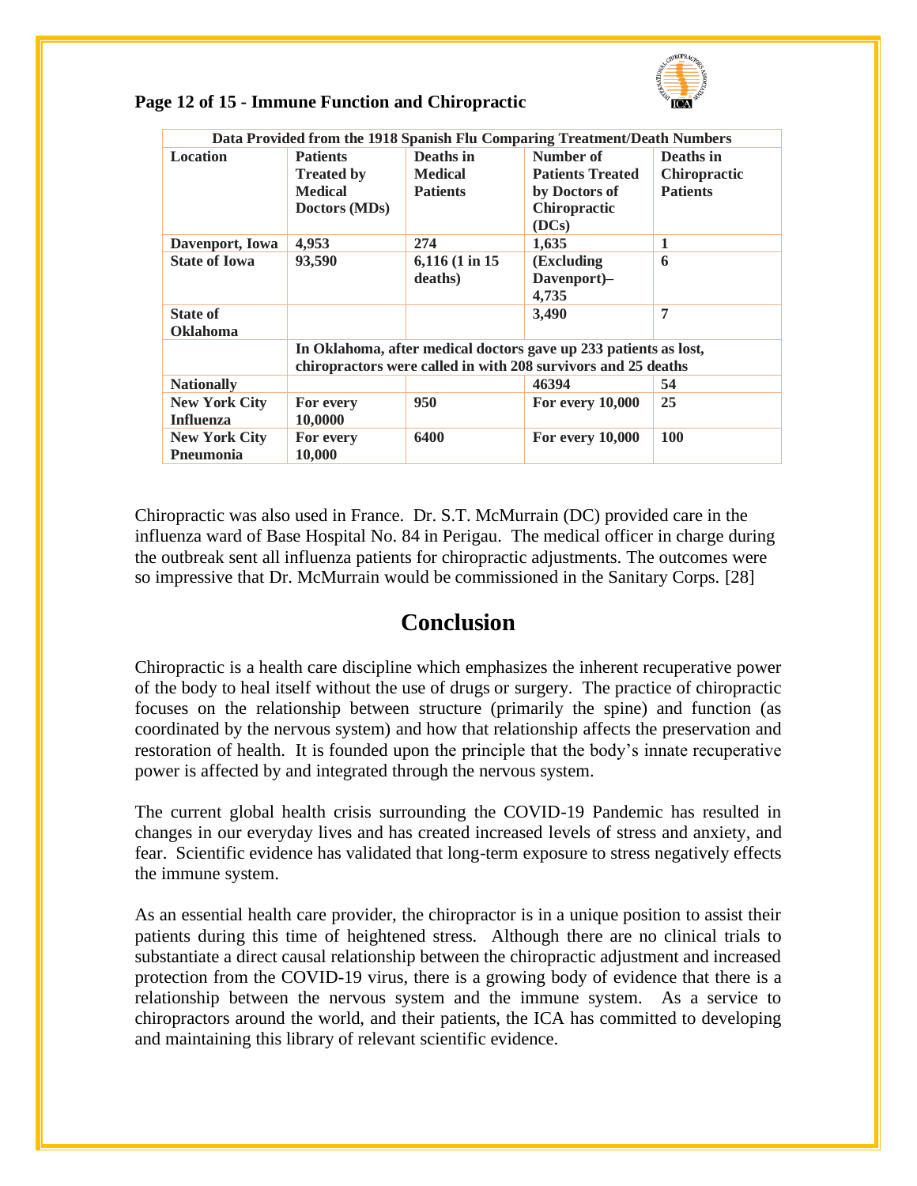| Data Provided from the 1918 Spanish Flu Comparing Treatment/Death Numbers | | | | |
|---|---|---|---|---|
| **Location** | **Patients Treated by Medical Doctors (MDs)** | **Deaths in Medical Patients** | **Number of Patients Treated by Doctors of Chiropractic (DCs)** | **Deaths in Chiropractic Patients** |
| **Davenport, Iowa** | **4,953** | **274** | **1,635** | **1** |
| **State of Iowa** | **93,590** | **6,116 (1 in 15 deaths)** | **(Excluding Davenport)– 4,735** | **6** |
| **State of Oklahoma** | | | **3,490** | **7** |
| | **In Oklahoma, after medical doctors gave up 233 patients as lost, chiropractors were called in with 208 survivors and 25 deaths** | | | |
| **Nationally** | | | **46394** | **54** |
| **New York City Influenza** | **For every 10,0000** | **950** | **For every 10,000** | **25** |
| **New York City Pneumonia** | **For every 10,000** | **6400** | **For every 10,000** | **100** |

Chiropractic was also used in France. Dr. S.T. McMurrain (DC) provided care in the influenza ward of Base Hospital No. 84 in Perigau. The medical officer in charge during the outbreak sent all influenza patients for chiropractic adjustments. The outcomes were so impressive that Dr. McMurrain would be commissioned in the Sanitary Corps. [28]

## Conclusion

Chiropractic is a health care discipline which emphasizes the inherent recuperative power of the body to heal itself without the use of drugs or surgery. The practice of chiropractic focuses on the relationship between structure (primarily the spine) and function (as coordinated by the nervous system) and how that relationship affects the preservation and restoration of health. It is founded upon the principle that the body's innate recuperative power is affected by and integrated through the nervous system.

The current global health crisis surrounding the COVID-19 Pandemic has resulted in changes in our everyday lives and has created increased levels of stress and anxiety, and fear. Scientific evidence has validated that long-term exposure to stress negatively effects the immune system.

As an essential health care provider, the chiropractor is in a unique position to assist their patients during this time of heightened stress. Although there are no clinical trials to substantiate a direct causal relationship between the chiropractic adjustment and increased protection from the COVID-19 virus, there is a growing body of evidence that there is a relationship between the nervous system and the immune system. As a service to chiropractors around the world, and their patients, the ICA has committed to developing and maintaining this library of relevant scientific evidence.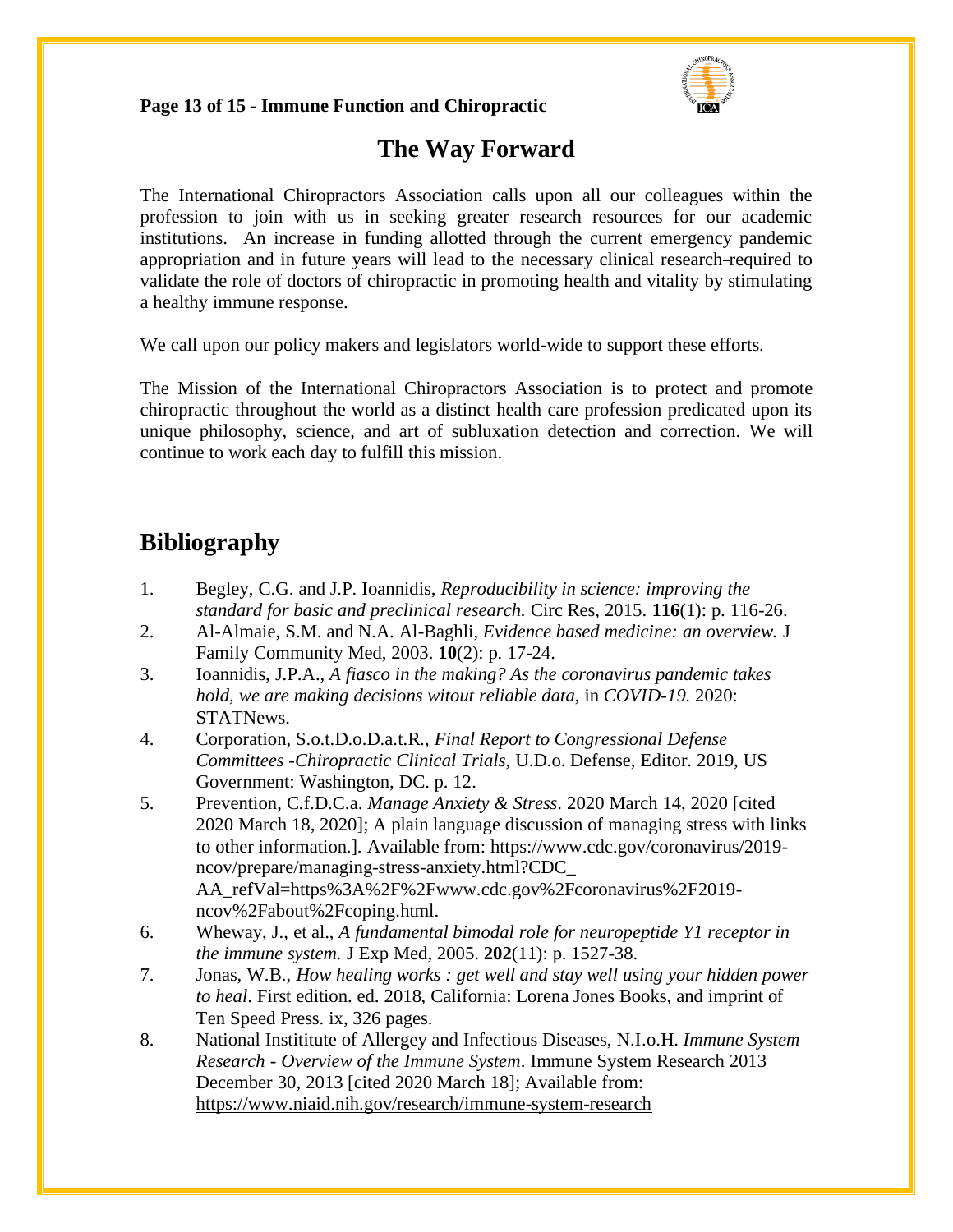## The Way Forward

The International Chiropractors Association calls upon all our colleagues within the profession to join with us in seeking greater research resources for our academic institutions. An increase in funding allotted through the current emergency pandemic appropriation and in future years will lead to the necessary clinical research required to validate the role of doctors of chiropractic in promoting health and vitality by stimulating a healthy immune response.

We call upon our policy makers and legislators world-wide to support these efforts.

The Mission of the International Chiropractors Association is to protect and promote chiropractic throughout the world as a distinct health care profession predicated upon its unique philosophy, science, and art of subluxation detection and correction. We will continue to work each day to fulfill this mission.

## Bibliography

1. Begley, C.G. and J.P. Ioannidis, *Reproducibility in science: improving the standard for basic and preclinical research.* Circ Res, 2015. **116**(1): p. 116-26.
2. Al-Almaie, S.M. and N.A. Al-Baghli, *Evidence based medicine: an overview.* J Family Community Med, 2003. **10**(2): p. 17-24.
3. Ioannidis, J.P.A., *A fiasco in the making? As the coronavirus pandemic takes hold, we are making decisions witout reliable data*, in *COVID-19.* 2020: STATNews.
4. Corporation, S.o.t.D.o.D.a.t.R., *Final Report to Congressional Defense Committees -Chiropractic Clinical Trials*, U.D.o. Defense, Editor. 2019, US Government: Washington, DC. p. 12.
5. Prevention, C.f.D.C.a. *Manage Anxiety & Stress*. 2020 March 14, 2020 [cited 2020 March 18, 2020]; A plain language discussion of managing stress with links to other information.]. Available from: https://www.cdc.gov/coronavirus/2019-ncov/prepare/managing-stress-anxiety.html?CDC_AA_refVal=https%3A%2F%2Fwww.cdc.gov%2Fcoronavirus%2F2019-ncov%2Fabout%2Fcoping.html.
6. Wheway, J., et al., *A fundamental bimodal role for neuropeptide Y1 receptor in the immune system.* J Exp Med, 2005. **202**(11): p. 1527-38.
7. Jonas, W.B., *How healing works : get well and stay well using your hidden power to heal*. First edition. ed. 2018, California: Lorena Jones Books, and imprint of Ten Speed Press. ix, 326 pages.
8. National Instititute of Allergey and Infectious Diseases, N.I.o.H. *Immune System Research - Overview of the Immune System*. Immune System Research 2013 December 30, 2013 [cited 2020 March 18]; Available from: https://www.niaid.nih.gov/research/immune-system-research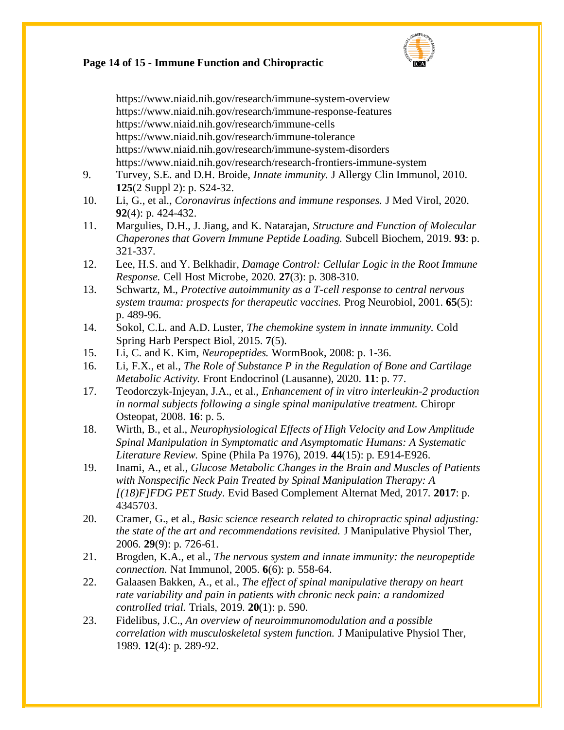https://www.niaid.nih.gov/research/immune-system-overview
https://www.niaid.nih.gov/research/immune-response-features
https://www.niaid.nih.gov/research/immune-cells
https://www.niaid.nih.gov/research/immune-tolerance
https://www.niaid.nih.gov/research/immune-system-disorders
https://www.niaid.nih.gov/research/research-frontiers-immune-system

9. Turvey, S.E. and D.H. Broide, *Innate immunity.* J Allergy Clin Immunol, 2010. **125**(2 Suppl 2): p. S24-32.
10. Li, G., et al., *Coronavirus infections and immune responses.* J Med Virol, 2020. **92**(4): p. 424-432.
11. Margulies, D.H., J. Jiang, and K. Natarajan, *Structure and Function of Molecular Chaperones that Govern Immune Peptide Loading.* Subcell Biochem, 2019. **93**: p. 321-337.
12. Lee, H.S. and Y. Belkhadir, *Damage Control: Cellular Logic in the Root Immune Response.* Cell Host Microbe, 2020. **27**(3): p. 308-310.
13. Schwartz, M., *Protective autoimmunity as a T-cell response to central nervous system trauma: prospects for therapeutic vaccines.* Prog Neurobiol, 2001. **65**(5): p. 489-96.
14. Sokol, C.L. and A.D. Luster, *The chemokine system in innate immunity.* Cold Spring Harb Perspect Biol, 2015. **7**(5).
15. Li, C. and K. Kim, *Neuropeptides.* WormBook, 2008: p. 1-36.
16. Li, F.X., et al., *The Role of Substance P in the Regulation of Bone and Cartilage Metabolic Activity.* Front Endocrinol (Lausanne), 2020. **11**: p. 77.
17. Teodorczyk-Injeyan, J.A., et al., *Enhancement of in vitro interleukin-2 production in normal subjects following a single spinal manipulative treatment.* Chiropr Osteopat, 2008. **16**: p. 5.
18. Wirth, B., et al., *Neurophysiological Effects of High Velocity and Low Amplitude Spinal Manipulation in Symptomatic and Asymptomatic Humans: A Systematic Literature Review.* Spine (Phila Pa 1976), 2019. **44**(15): p. E914-E926.
19. Inami, A., et al., *Glucose Metabolic Changes in the Brain and Muscles of Patients with Nonspecific Neck Pain Treated by Spinal Manipulation Therapy: A [(18)F]FDG PET Study.* Evid Based Complement Alternat Med, 2017. **2017**: p. 4345703.
20. Cramer, G., et al., *Basic science research related to chiropractic spinal adjusting: the state of the art and recommendations revisited.* J Manipulative Physiol Ther, 2006. **29**(9): p. 726-61.
21. Brogden, K.A., et al., *The nervous system and innate immunity: the neuropeptide connection.* Nat Immunol, 2005. **6**(6): p. 558-64.
22. Galaasen Bakken, A., et al., *The effect of spinal manipulative therapy on heart rate variability and pain in patients with chronic neck pain: a randomized controlled trial.* Trials, 2019. **20**(1): p. 590.
23. Fidelibus, J.C., *An overview of neuroimmunomodulation and a possible correlation with musculoskeletal system function.* J Manipulative Physiol Ther, 1989. **12**(4): p. 289-92.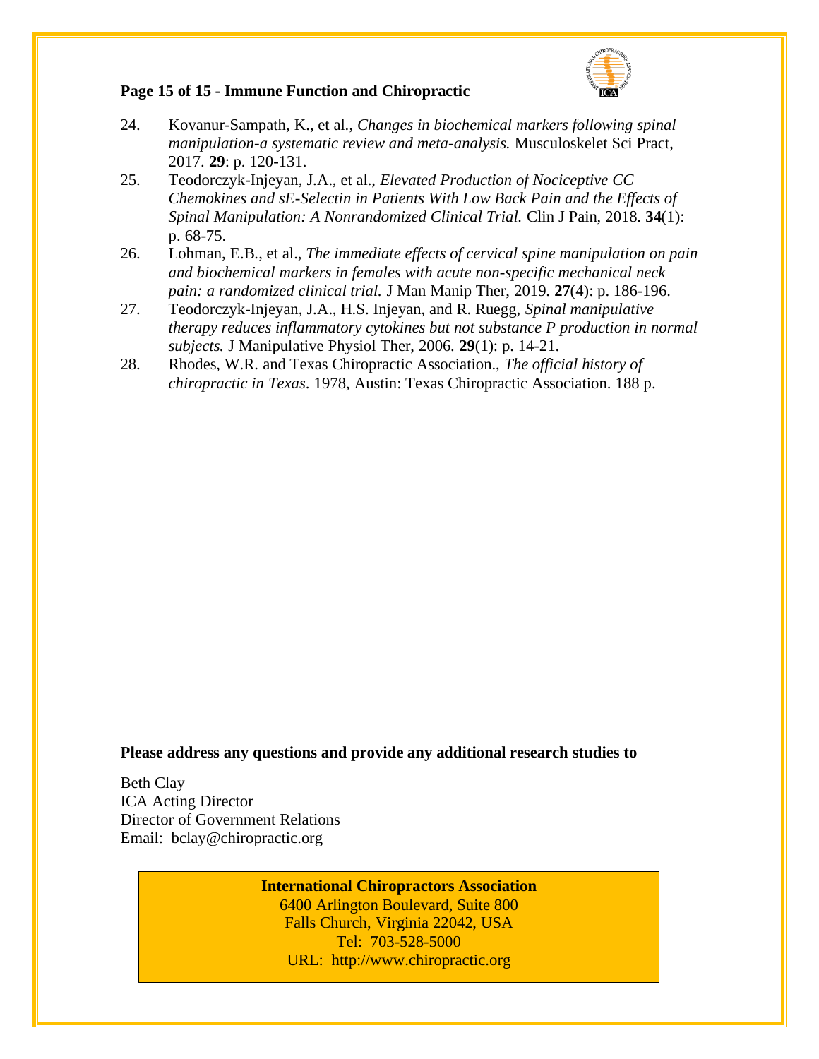24. Kovanur-Sampath, K., et al., *Changes in biochemical markers following spinal manipulation-a systematic review and meta-analysis.* Musculoskelet Sci Pract, 2017. **29**: p. 120-131.
25. Teodorczyk-Injeyan, J.A., et al., *Elevated Production of Nociceptive CC Chemokines and sE-Selectin in Patients With Low Back Pain and the Effects of Spinal Manipulation: A Nonrandomized Clinical Trial.* Clin J Pain, 2018. **34**(1): p. 68-75.
26. Lohman, E.B., et al., *The immediate effects of cervical spine manipulation on pain and biochemical markers in females with acute non-specific mechanical neck pain: a randomized clinical trial.* J Man Manip Ther, 2019. **27**(4): p. 186-196.
27. Teodorczyk-Injeyan, J.A., H.S. Injeyan, and R. Ruegg, *Spinal manipulative therapy reduces inflammatory cytokines but not substance P production in normal subjects.* J Manipulative Physiol Ther, 2006. **29**(1): p. 14-21.
28. Rhodes, W.R. and Texas Chiropractic Association., *The official history of chiropractic in Texas*. 1978, Austin: Texas Chiropractic Association. 188 p.

**Please address any questions and provide any additional research studies to**

Beth Clay
ICA Acting Director
Director of Government Relations
Email: bclay@chiropractic.org

**International Chiropractors Association**
6400 Arlington Boulevard, Suite 800
Falls Church, Virginia 22042, USA
Tel: 703-528-5000
URL: http://www.chiropractic.org